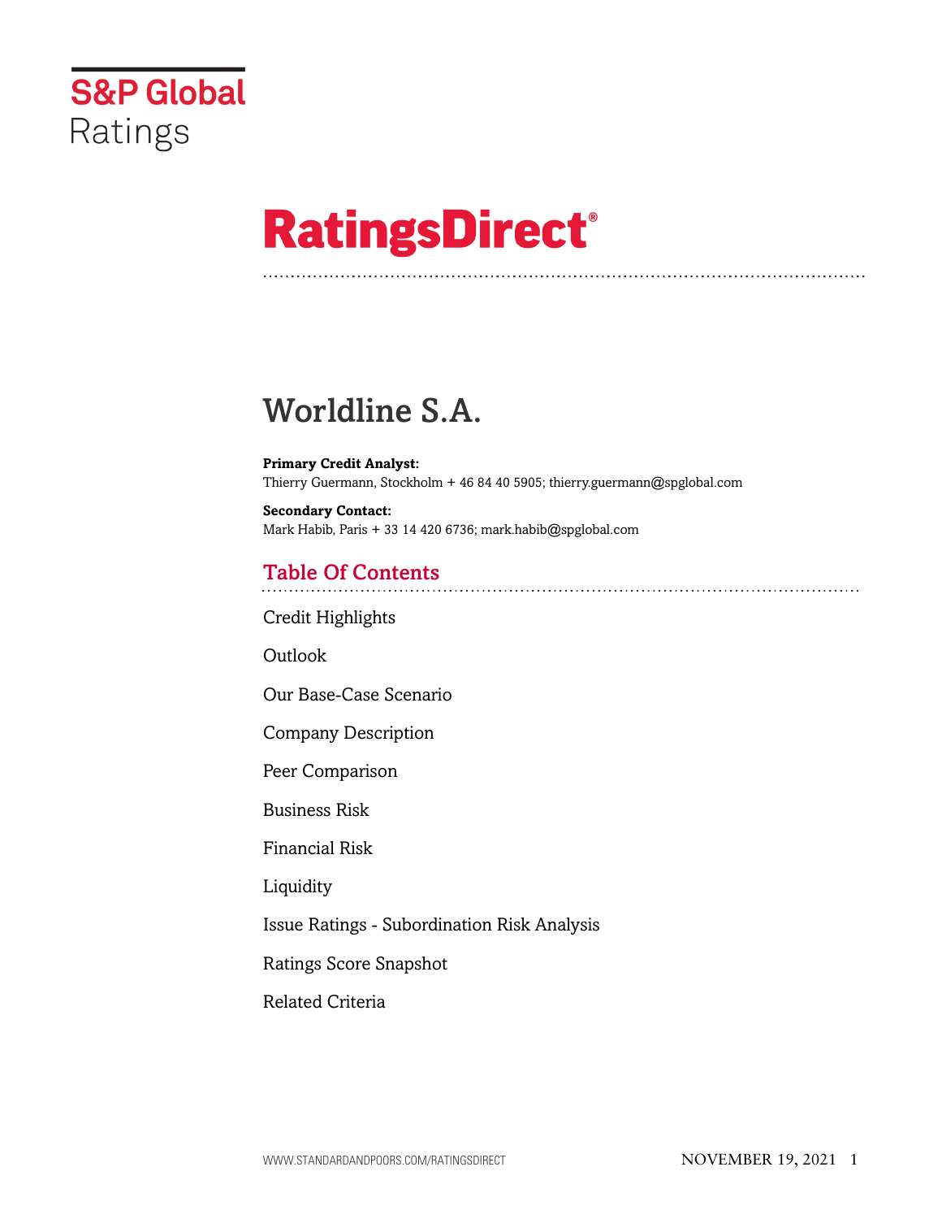S&P Global Ratings

# RatingsDirect®

## Worldline S.A.

**Primary Credit Analyst:**
Thierry Guermann, Stockholm + 46 84 40 5905; thierry.guermann@spglobal.com

**Secondary Contact:**
Mark Habib, Paris + 33 14 420 6736; mark.habib@spglobal.com

### Table Of Contents

Credit Highlights

Outlook

Our Base-Case Scenario

Company Description

Peer Comparison

Business Risk

Financial Risk

Liquidity

Issue Ratings - Subordination Risk Analysis

Ratings Score Snapshot

Related Criteria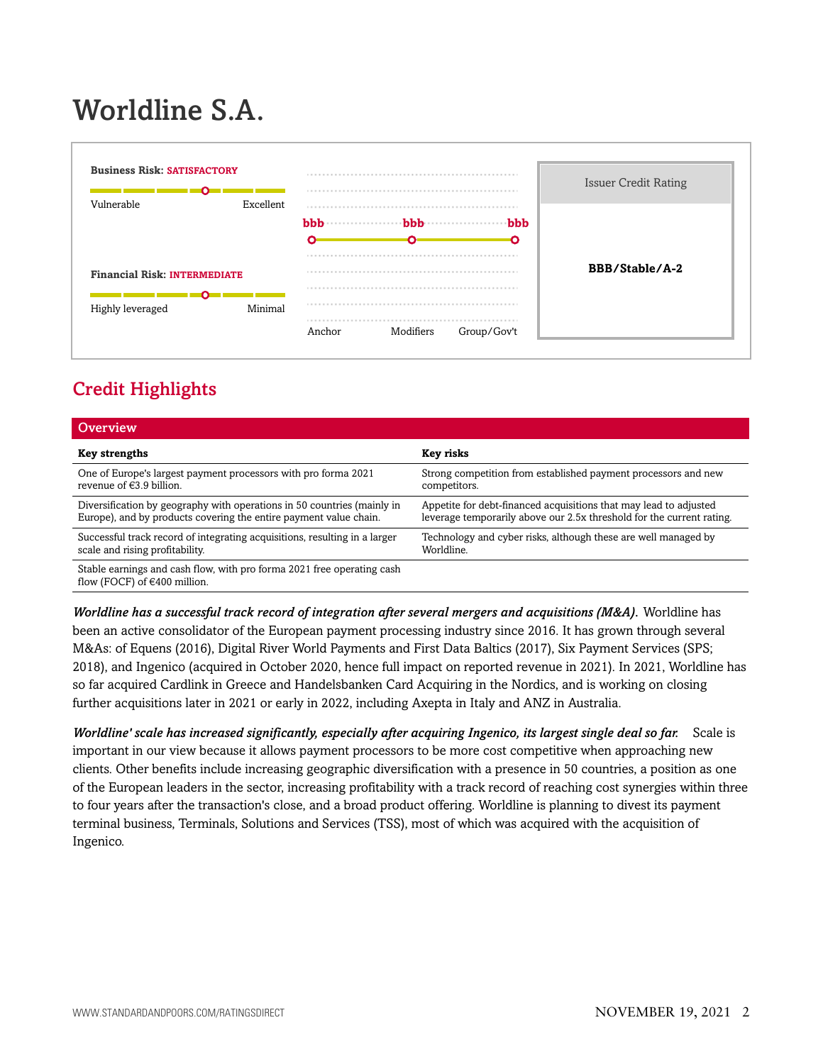# Worldline S.A.

**Business Risk:** SATISFACTORY

Vulnerable — Excellent

**Financial Risk:** INTERMEDIATE

Highly leveraged — Minimal

| Anchor | Modifiers | Group/Gov't |
|---|---|---|
| bbb | bbb | bbb |

| Issuer Credit Rating |
|---|
| **BBB/Stable/A-2** |

## Credit Highlights

### Overview

| Key strengths | Key risks |
|---|---|
| One of Europe's largest payment processors with pro forma 2021 revenue of €3.9 billion. | Strong competition from established payment processors and new competitors. |
| Diversification by geography with operations in 50 countries (mainly in Europe), and by products covering the entire payment value chain. | Appetite for debt-financed acquisitions that may lead to adjusted leverage temporarily above our 2.5x threshold for the current rating. |
| Successful track record of integrating acquisitions, resulting in a larger scale and rising profitability. | Technology and cyber risks, although these are well managed by Worldline. |
| Stable earnings and cash flow, with pro forma 2021 free operating cash flow (FOCF) of €400 million. | |

***Worldline has a successful track record of integration after several mergers and acquisitions (M&A).*** Worldline has been an active consolidator of the European payment processing industry since 2016. It has grown through several M&As: of Equens (2016), Digital River World Payments and First Data Baltics (2017), Six Payment Services (SPS; 2018), and Ingenico (acquired in October 2020, hence full impact on reported revenue in 2021). In 2021, Worldline has so far acquired Cardlink in Greece and Handelsbanken Card Acquiring in the Nordics, and is working on closing further acquisitions later in 2021 or early in 2022, including Axepta in Italy and ANZ in Australia.

***Worldline' scale has increased significantly, especially after acquiring Ingenico, its largest single deal so far.*** Scale is important in our view because it allows payment processors to be more cost competitive when approaching new clients. Other benefits include increasing geographic diversification with a presence in 50 countries, a position as one of the European leaders in the sector, increasing profitability with a track record of reaching cost synergies within three to four years after the transaction's close, and a broad product offering. Worldline is planning to divest its payment terminal business, Terminals, Solutions and Services (TSS), most of which was acquired with the acquisition of Ingenico.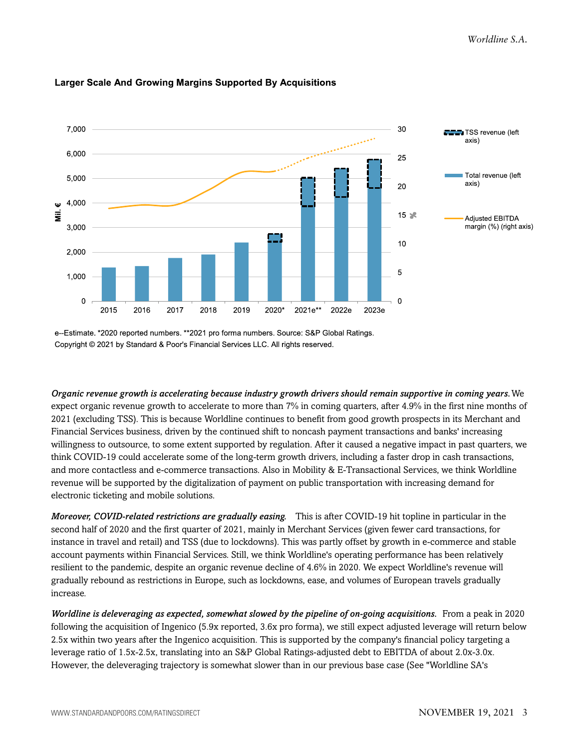**Larger Scale And Growing Margins Supported By Acquisitions**

e--Estimate. *2020 reported numbers. **2021 pro forma numbers. Source: S&P Global Ratings.
Copyright © 2021 by Standard & Poor's Financial Services LLC. All rights reserved.

***Organic revenue growth is accelerating because industry growth drivers should remain supportive in coming years.*** We expect organic revenue growth to accelerate to more than 7% in coming quarters, after 4.9% in the first nine months of 2021 (excluding TSS). This is because Worldline continues to benefit from good growth prospects in its Merchant and Financial Services business, driven by the continued shift to noncash payment transactions and banks' increasing willingness to outsource, to some extent supported by regulation. After it caused a negative impact in past quarters, we think COVID-19 could accelerate some of the long-term growth drivers, including a faster drop in cash transactions, and more contactless and e-commerce transactions. Also in Mobility & E-Transactional Services, we think Worldline revenue will be supported by the digitalization of payment on public transportation with increasing demand for electronic ticketing and mobile solutions.

***Moreover, COVID-related restrictions are gradually easing.*** This is after COVID-19 hit topline in particular in the second half of 2020 and the first quarter of 2021, mainly in Merchant Services (given fewer card transactions, for instance in travel and retail) and TSS (due to lockdowns). This was partly offset by growth in e-commerce and stable account payments within Financial Services. Still, we think Worldline's operating performance has been relatively resilient to the pandemic, despite an organic revenue decline of 4.6% in 2020. We expect Worldline's revenue will gradually rebound as restrictions in Europe, such as lockdowns, ease, and volumes of European travels gradually increase.

***Worldline is deleveraging as expected, somewhat slowed by the pipeline of on-going acquisitions.*** From a peak in 2020 following the acquisition of Ingenico (5.9x reported, 3.6x pro forma), we still expect adjusted leverage will return below 2.5x within two years after the Ingenico acquisition. This is supported by the company's financial policy targeting a leverage ratio of 1.5x-2.5x, translating into an S&P Global Ratings-adjusted debt to EBITDA of about 2.0x-3.0x. However, the deleveraging trajectory is somewhat slower than in our previous base case (See "Worldline SA's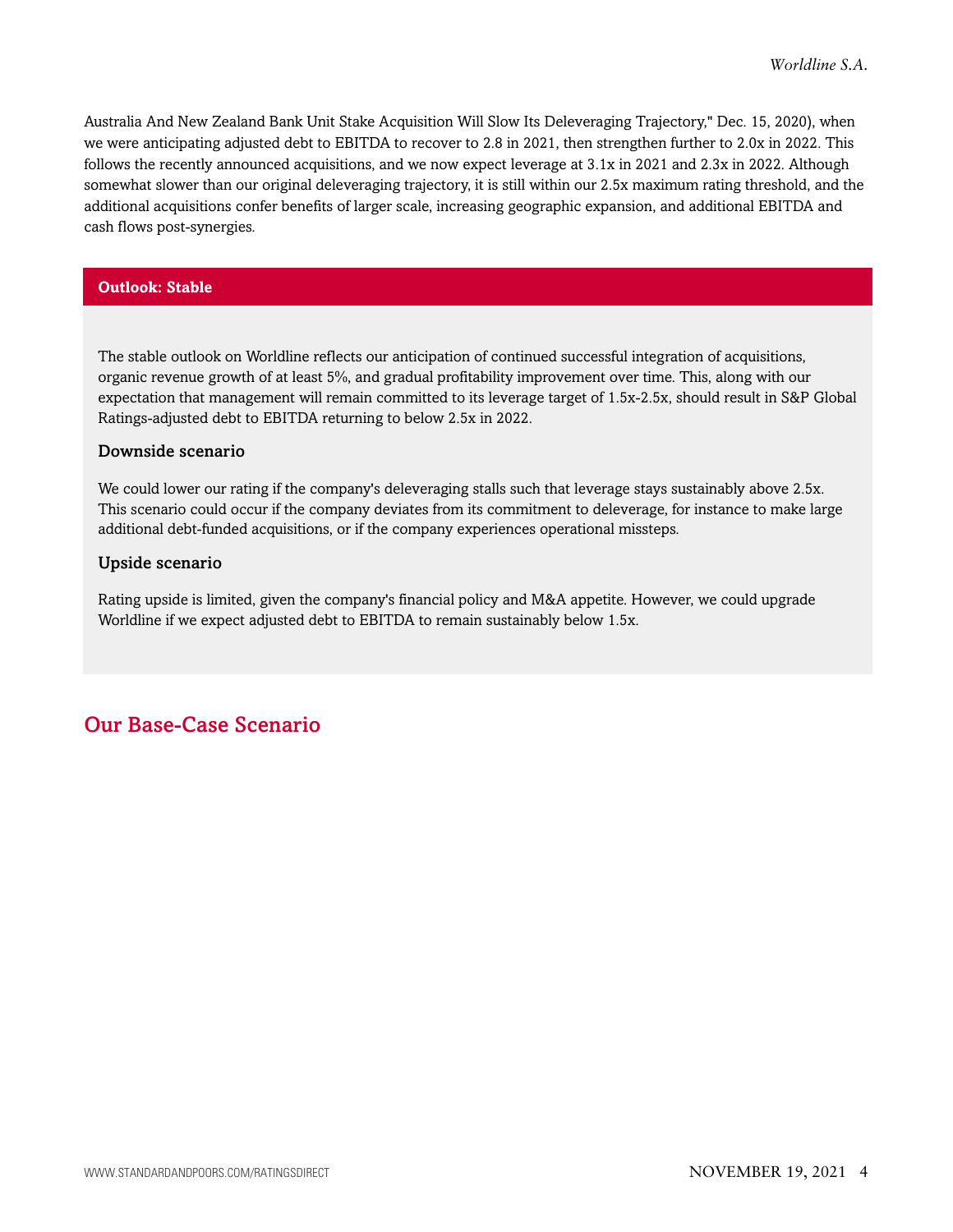Australia And New Zealand Bank Unit Stake Acquisition Will Slow Its Deleveraging Trajectory," Dec. 15, 2020), when we were anticipating adjusted debt to EBITDA to recover to 2.8 in 2021, then strengthen further to 2.0x in 2022. This follows the recently announced acquisitions, and we now expect leverage at 3.1x in 2021 and 2.3x in 2022. Although somewhat slower than our original deleveraging trajectory, it is still within our 2.5x maximum rating threshold, and the additional acquisitions confer benefits of larger scale, increasing geographic expansion, and additional EBITDA and cash flows post-synergies.

## Outlook: Stable

The stable outlook on Worldline reflects our anticipation of continued successful integration of acquisitions, organic revenue growth of at least 5%, and gradual profitability improvement over time. This, along with our expectation that management will remain committed to its leverage target of 1.5x-2.5x, should result in S&P Global Ratings-adjusted debt to EBITDA returning to below 2.5x in 2022.

### Downside scenario

We could lower our rating if the company's deleveraging stalls such that leverage stays sustainably above 2.5x. This scenario could occur if the company deviates from its commitment to deleverage, for instance to make large additional debt-funded acquisitions, or if the company experiences operational missteps.

### Upside scenario

Rating upside is limited, given the company's financial policy and M&A appetite. However, we could upgrade Worldline if we expect adjusted debt to EBITDA to remain sustainably below 1.5x.

## Our Base-Case Scenario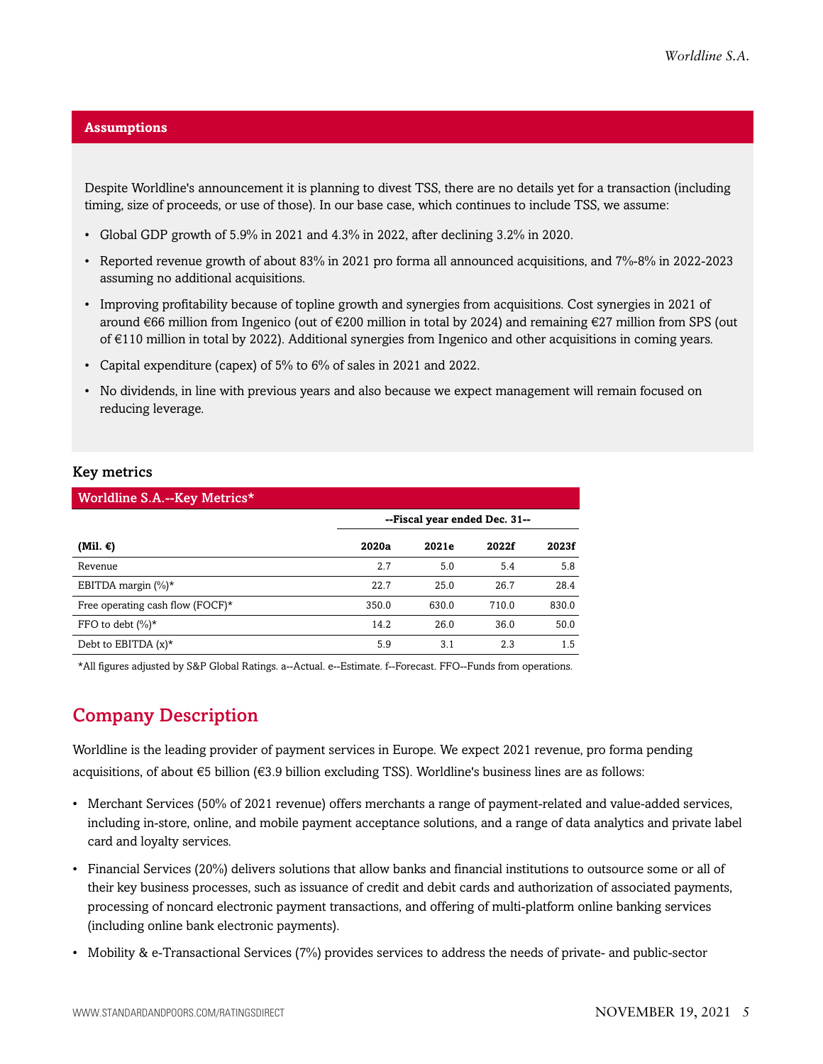## Assumptions

Despite Worldline's announcement it is planning to divest TSS, there are no details yet for a transaction (including timing, size of proceeds, or use of those). In our base case, which continues to include TSS, we assume:

- Global GDP growth of 5.9% in 2021 and 4.3% in 2022, after declining 3.2% in 2020.
- Reported revenue growth of about 83% in 2021 pro forma all announced acquisitions, and 7%-8% in 2022-2023 assuming no additional acquisitions.
- Improving profitability because of topline growth and synergies from acquisitions. Cost synergies in 2021 of around €66 million from Ingenico (out of €200 million in total by 2024) and remaining €27 million from SPS (out of €110 million in total by 2022). Additional synergies from Ingenico and other acquisitions in coming years.
- Capital expenditure (capex) of 5% to 6% of sales in 2021 and 2022.
- No dividends, in line with previous years and also because we expect management will remain focused on reducing leverage.

### Key metrics

**Worldline S.A.--Key Metrics***

| | --Fiscal year ended Dec. 31-- | | | |
|---|---|---|---|---|
| **(Mil. €)** | **2020a** | **2021e** | **2022f** | **2023f** |
| Revenue | 2.7 | 5.0 | 5.4 | 5.8 |
| EBITDA margin (%)* | 22.7 | 25.0 | 26.7 | 28.4 |
| Free operating cash flow (FOCF)* | 350.0 | 630.0 | 710.0 | 830.0 |
| FFO to debt (%)* | 14.2 | 26.0 | 36.0 | 50.0 |
| Debt to EBITDA (x)* | 5.9 | 3.1 | 2.3 | 1.5 |

*All figures adjusted by S&P Global Ratings. a--Actual. e--Estimate. f--Forecast. FFO--Funds from operations.

## Company Description

Worldline is the leading provider of payment services in Europe. We expect 2021 revenue, pro forma pending acquisitions, of about €5 billion (€3.9 billion excluding TSS). Worldline's business lines are as follows:

- Merchant Services (50% of 2021 revenue) offers merchants a range of payment-related and value-added services, including in-store, online, and mobile payment acceptance solutions, and a range of data analytics and private label card and loyalty services.
- Financial Services (20%) delivers solutions that allow banks and financial institutions to outsource some or all of their key business processes, such as issuance of credit and debit cards and authorization of associated payments, processing of noncard electronic payment transactions, and offering of multi-platform online banking services (including online bank electronic payments).
- Mobility & e-Transactional Services (7%) provides services to address the needs of private- and public-sector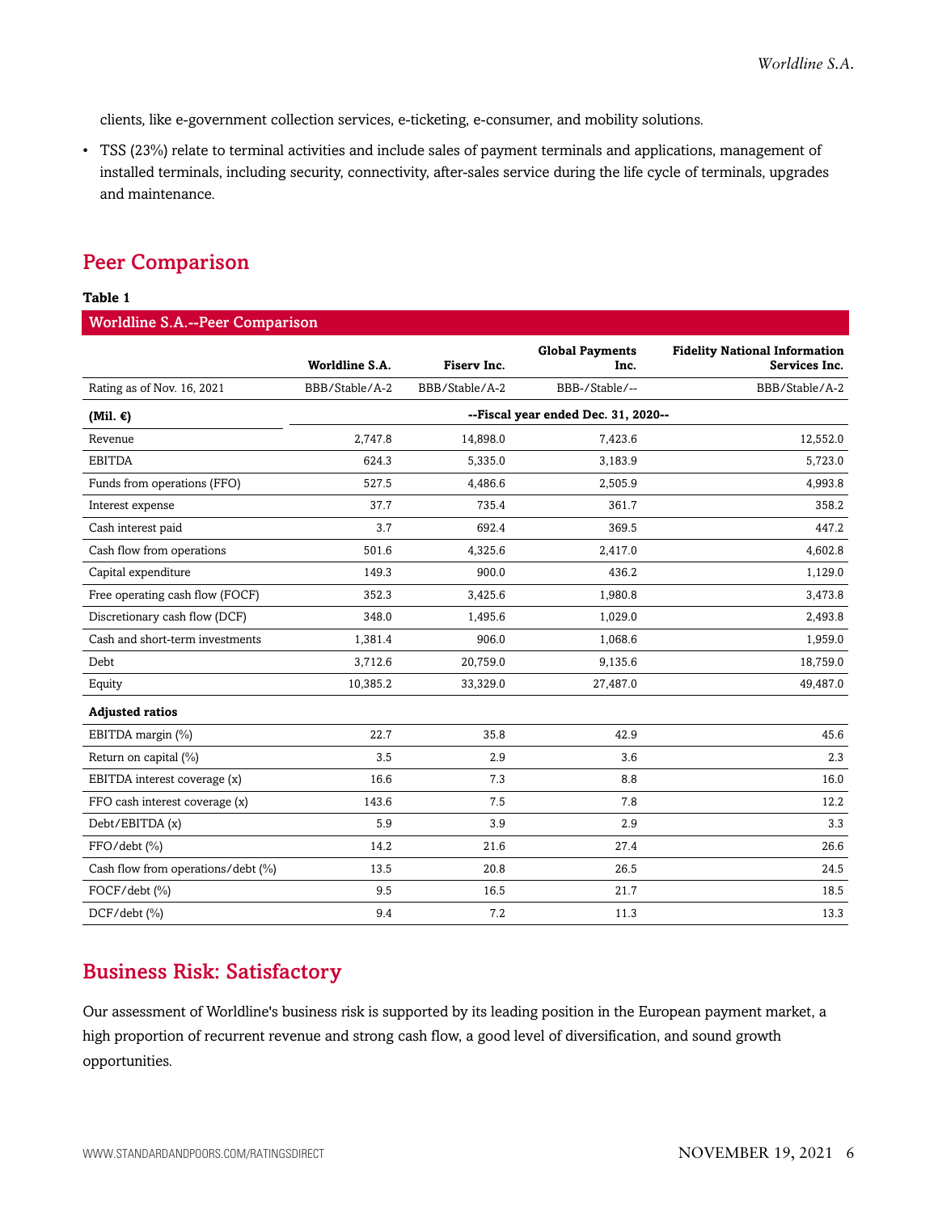clients, like e-government collection services, e-ticketing, e-consumer, and mobility solutions.

- TSS (23%) relate to terminal activities and include sales of payment terminals and applications, management of installed terminals, including security, connectivity, after-sales service during the life cycle of terminals, upgrades and maintenance.

## Peer Comparison

**Table 1**

| Worldline S.A.--Peer Comparison | | | | |
|---|---|---|---|---|
| | Worldline S.A. | Fiserv Inc. | Global Payments Inc. | Fidelity National Information Services Inc. |
| Rating as of Nov. 16, 2021 | BBB/Stable/A-2 | BBB/Stable/A-2 | BBB-/Stable/-- | BBB/Stable/A-2 |
| **(Mil. €)** | --Fiscal year ended Dec. 31, 2020-- | | | |
| Revenue | 2,747.8 | 14,898.0 | 7,423.6 | 12,552.0 |
| EBITDA | 624.3 | 5,335.0 | 3,183.9 | 5,723.0 |
| Funds from operations (FFO) | 527.5 | 4,486.6 | 2,505.9 | 4,993.8 |
| Interest expense | 37.7 | 735.4 | 361.7 | 358.2 |
| Cash interest paid | 3.7 | 692.4 | 369.5 | 447.2 |
| Cash flow from operations | 501.6 | 4,325.6 | 2,417.0 | 4,602.8 |
| Capital expenditure | 149.3 | 900.0 | 436.2 | 1,129.0 |
| Free operating cash flow (FOCF) | 352.3 | 3,425.6 | 1,980.8 | 3,473.8 |
| Discretionary cash flow (DCF) | 348.0 | 1,495.6 | 1,029.0 | 2,493.8 |
| Cash and short-term investments | 1,381.4 | 906.0 | 1,068.6 | 1,959.0 |
| Debt | 3,712.6 | 20,759.0 | 9,135.6 | 18,759.0 |
| Equity | 10,385.2 | 33,329.0 | 27,487.0 | 49,487.0 |
| **Adjusted ratios** | | | | |
| EBITDA margin (%) | 22.7 | 35.8 | 42.9 | 45.6 |
| Return on capital (%) | 3.5 | 2.9 | 3.6 | 2.3 |
| EBITDA interest coverage (x) | 16.6 | 7.3 | 8.8 | 16.0 |
| FFO cash interest coverage (x) | 143.6 | 7.5 | 7.8 | 12.2 |
| Debt/EBITDA (x) | 5.9 | 3.9 | 2.9 | 3.3 |
| FFO/debt (%) | 14.2 | 21.6 | 27.4 | 26.6 |
| Cash flow from operations/debt (%) | 13.5 | 20.8 | 26.5 | 24.5 |
| FOCF/debt (%) | 9.5 | 16.5 | 21.7 | 18.5 |
| DCF/debt (%) | 9.4 | 7.2 | 11.3 | 13.3 |

## Business Risk: Satisfactory

Our assessment of Worldline's business risk is supported by its leading position in the European payment market, a high proportion of recurrent revenue and strong cash flow, a good level of diversification, and sound growth opportunities.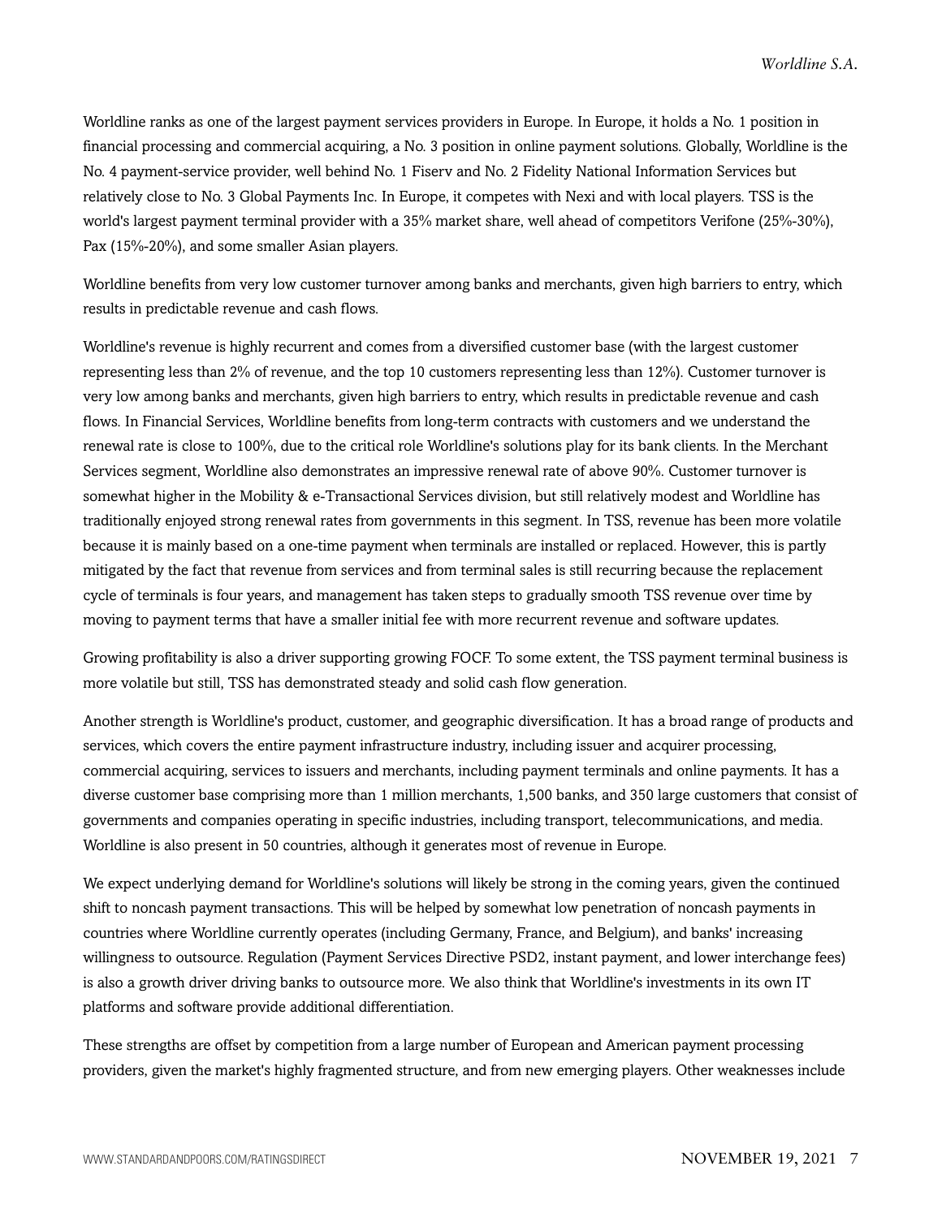Worldline ranks as one of the largest payment services providers in Europe. In Europe, it holds a No. 1 position in financial processing and commercial acquiring, a No. 3 position in online payment solutions. Globally, Worldline is the No. 4 payment-service provider, well behind No. 1 Fiserv and No. 2 Fidelity National Information Services but relatively close to No. 3 Global Payments Inc. In Europe, it competes with Nexi and with local players. TSS is the world's largest payment terminal provider with a 35% market share, well ahead of competitors Verifone (25%-30%), Pax (15%-20%), and some smaller Asian players.

Worldline benefits from very low customer turnover among banks and merchants, given high barriers to entry, which results in predictable revenue and cash flows.

Worldline's revenue is highly recurrent and comes from a diversified customer base (with the largest customer representing less than 2% of revenue, and the top 10 customers representing less than 12%). Customer turnover is very low among banks and merchants, given high barriers to entry, which results in predictable revenue and cash flows. In Financial Services, Worldline benefits from long-term contracts with customers and we understand the renewal rate is close to 100%, due to the critical role Worldline's solutions play for its bank clients. In the Merchant Services segment, Worldline also demonstrates an impressive renewal rate of above 90%. Customer turnover is somewhat higher in the Mobility & e-Transactional Services division, but still relatively modest and Worldline has traditionally enjoyed strong renewal rates from governments in this segment. In TSS, revenue has been more volatile because it is mainly based on a one-time payment when terminals are installed or replaced. However, this is partly mitigated by the fact that revenue from services and from terminal sales is still recurring because the replacement cycle of terminals is four years, and management has taken steps to gradually smooth TSS revenue over time by moving to payment terms that have a smaller initial fee with more recurrent revenue and software updates.

Growing profitability is also a driver supporting growing FOCF. To some extent, the TSS payment terminal business is more volatile but still, TSS has demonstrated steady and solid cash flow generation.

Another strength is Worldline's product, customer, and geographic diversification. It has a broad range of products and services, which covers the entire payment infrastructure industry, including issuer and acquirer processing, commercial acquiring, services to issuers and merchants, including payment terminals and online payments. It has a diverse customer base comprising more than 1 million merchants, 1,500 banks, and 350 large customers that consist of governments and companies operating in specific industries, including transport, telecommunications, and media. Worldline is also present in 50 countries, although it generates most of revenue in Europe.

We expect underlying demand for Worldline's solutions will likely be strong in the coming years, given the continued shift to noncash payment transactions. This will be helped by somewhat low penetration of noncash payments in countries where Worldline currently operates (including Germany, France, and Belgium), and banks' increasing willingness to outsource. Regulation (Payment Services Directive PSD2, instant payment, and lower interchange fees) is also a growth driver driving banks to outsource more. We also think that Worldline's investments in its own IT platforms and software provide additional differentiation.

These strengths are offset by competition from a large number of European and American payment processing providers, given the market's highly fragmented structure, and from new emerging players. Other weaknesses include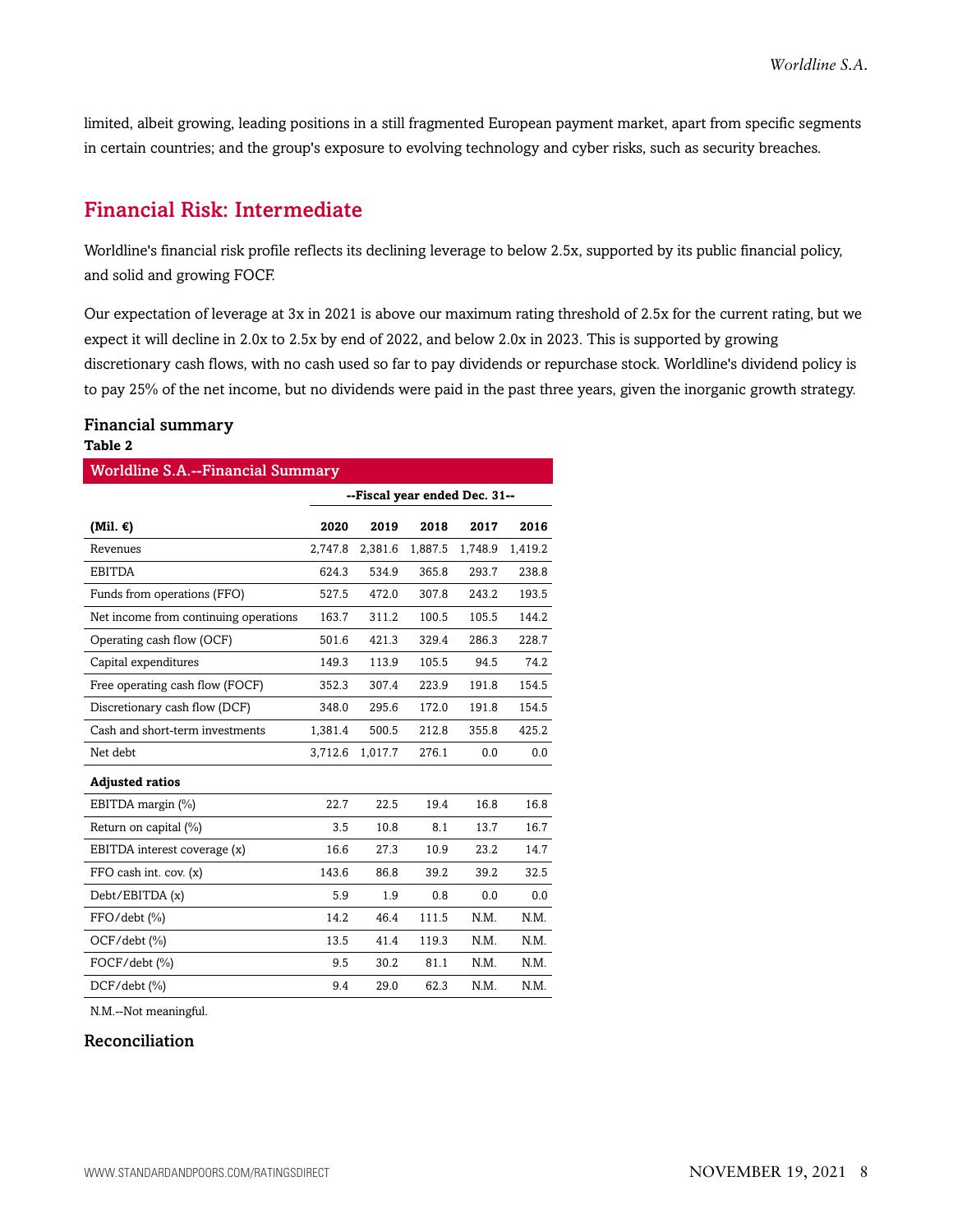limited, albeit growing, leading positions in a still fragmented European payment market, apart from specific segments in certain countries; and the group's exposure to evolving technology and cyber risks, such as security breaches.

## Financial Risk: Intermediate

Worldline's financial risk profile reflects its declining leverage to below 2.5x, supported by its public financial policy, and solid and growing FOCF.

Our expectation of leverage at 3x in 2021 is above our maximum rating threshold of 2.5x for the current rating, but we expect it will decline in 2.0x to 2.5x by end of 2022, and below 2.0x in 2023. This is supported by growing discretionary cash flows, with no cash used so far to pay dividends or repurchase stock. Worldline's dividend policy is to pay 25% of the net income, but no dividends were paid in the past three years, given the inorganic growth strategy.

### Financial summary

**Table 2**

| Worldline S.A.--Financial Summary | | | | | |
|---|---|---|---|---|---|
| | --Fiscal year ended Dec. 31-- | | | | |
| **(Mil. €)** | **2020** | **2019** | **2018** | **2017** | **2016** |
| Revenues | 2,747.8 | 2,381.6 | 1,887.5 | 1,748.9 | 1,419.2 |
| EBITDA | 624.3 | 534.9 | 365.8 | 293.7 | 238.8 |
| Funds from operations (FFO) | 527.5 | 472.0 | 307.8 | 243.2 | 193.5 |
| Net income from continuing operations | 163.7 | 311.2 | 100.5 | 105.5 | 144.2 |
| Operating cash flow (OCF) | 501.6 | 421.3 | 329.4 | 286.3 | 228.7 |
| Capital expenditures | 149.3 | 113.9 | 105.5 | 94.5 | 74.2 |
| Free operating cash flow (FOCF) | 352.3 | 307.4 | 223.9 | 191.8 | 154.5 |
| Discretionary cash flow (DCF) | 348.0 | 295.6 | 172.0 | 191.8 | 154.5 |
| Cash and short-term investments | 1,381.4 | 500.5 | 212.8 | 355.8 | 425.2 |
| Net debt | 3,712.6 | 1,017.7 | 276.1 | 0.0 | 0.0 |
| **Adjusted ratios** | | | | | |
| EBITDA margin (%) | 22.7 | 22.5 | 19.4 | 16.8 | 16.8 |
| Return on capital (%) | 3.5 | 10.8 | 8.1 | 13.7 | 16.7 |
| EBITDA interest coverage (x) | 16.6 | 27.3 | 10.9 | 23.2 | 14.7 |
| FFO cash int. cov. (x) | 143.6 | 86.8 | 39.2 | 39.2 | 32.5 |
| Debt/EBITDA (x) | 5.9 | 1.9 | 0.8 | 0.0 | 0.0 |
| FFO/debt (%) | 14.2 | 46.4 | 111.5 | N.M. | N.M. |
| OCF/debt (%) | 13.5 | 41.4 | 119.3 | N.M. | N.M. |
| FOCF/debt (%) | 9.5 | 30.2 | 81.1 | N.M. | N.M. |
| DCF/debt (%) | 9.4 | 29.0 | 62.3 | N.M. | N.M. |

N.M.--Not meaningful.

### Reconciliation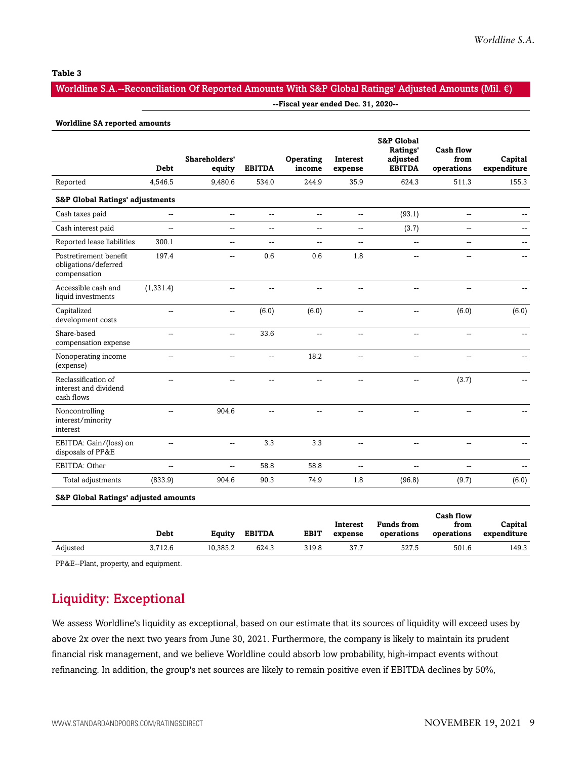**Table 3**

**Worldline S.A.--Reconciliation Of Reported Amounts With S&P Global Ratings' Adjusted Amounts (Mil. €)**

**--Fiscal year ended Dec. 31, 2020--**

**Worldline SA reported amounts**

| | Debt | Shareholders' equity | EBITDA | Operating income | Interest expense | S&P Global Ratings' adjusted EBITDA | Cash flow from operations | Capital expenditure |
|---|---|---|---|---|---|---|---|---|
| Reported | 4,546.5 | 9,480.6 | 534.0 | 244.9 | 35.9 | 624.3 | 511.3 | 155.3 |
| **S&P Global Ratings' adjustments** | | | | | | | | |
| Cash taxes paid | -- | -- | -- | -- | -- | (93.1) | -- | -- |
| Cash interest paid | -- | -- | -- | -- | -- | (3.7) | -- | -- |
| Reported lease liabilities | 300.1 | -- | -- | -- | -- | -- | -- | -- |
| Postretirement benefit obligations/deferred compensation | 197.4 | -- | 0.6 | 0.6 | 1.8 | -- | -- | -- |
| Accessible cash and liquid investments | (1,331.4) | -- | -- | -- | -- | -- | -- | -- |
| Capitalized development costs | -- | -- | (6.0) | (6.0) | -- | -- | (6.0) | (6.0) |
| Share-based compensation expense | -- | -- | 33.6 | -- | -- | -- | -- | -- |
| Nonoperating income (expense) | -- | -- | -- | 18.2 | -- | -- | -- | -- |
| Reclassification of interest and dividend cash flows | -- | -- | -- | -- | -- | -- | (3.7) | -- |
| Noncontrolling interest/minority interest | -- | 904.6 | -- | -- | -- | -- | -- | -- |
| EBITDA: Gain/(loss) on disposals of PP&E | -- | -- | 3.3 | 3.3 | -- | -- | -- | -- |
| EBITDA: Other | -- | -- | 58.8 | 58.8 | -- | -- | -- | -- |
| Total adjustments | (833.9) | 904.6 | 90.3 | 74.9 | 1.8 | (96.8) | (9.7) | (6.0) |

**S&P Global Ratings' adjusted amounts**

| | Debt | Equity | EBITDA | EBIT | Interest expense | Funds from operations | Cash flow from operations | Capital expenditure |
|---|---|---|---|---|---|---|---|---|
| Adjusted | 3,712.6 | 10,385.2 | 624.3 | 319.8 | 37.7 | 527.5 | 501.6 | 149.3 |

PP&E--Plant, property, and equipment.

## Liquidity: Exceptional

We assess Worldline's liquidity as exceptional, based on our estimate that its sources of liquidity will exceed uses by above 2x over the next two years from June 30, 2021. Furthermore, the company is likely to maintain its prudent financial risk management, and we believe Worldline could absorb low probability, high-impact events without refinancing. In addition, the group's net sources are likely to remain positive even if EBITDA declines by 50%,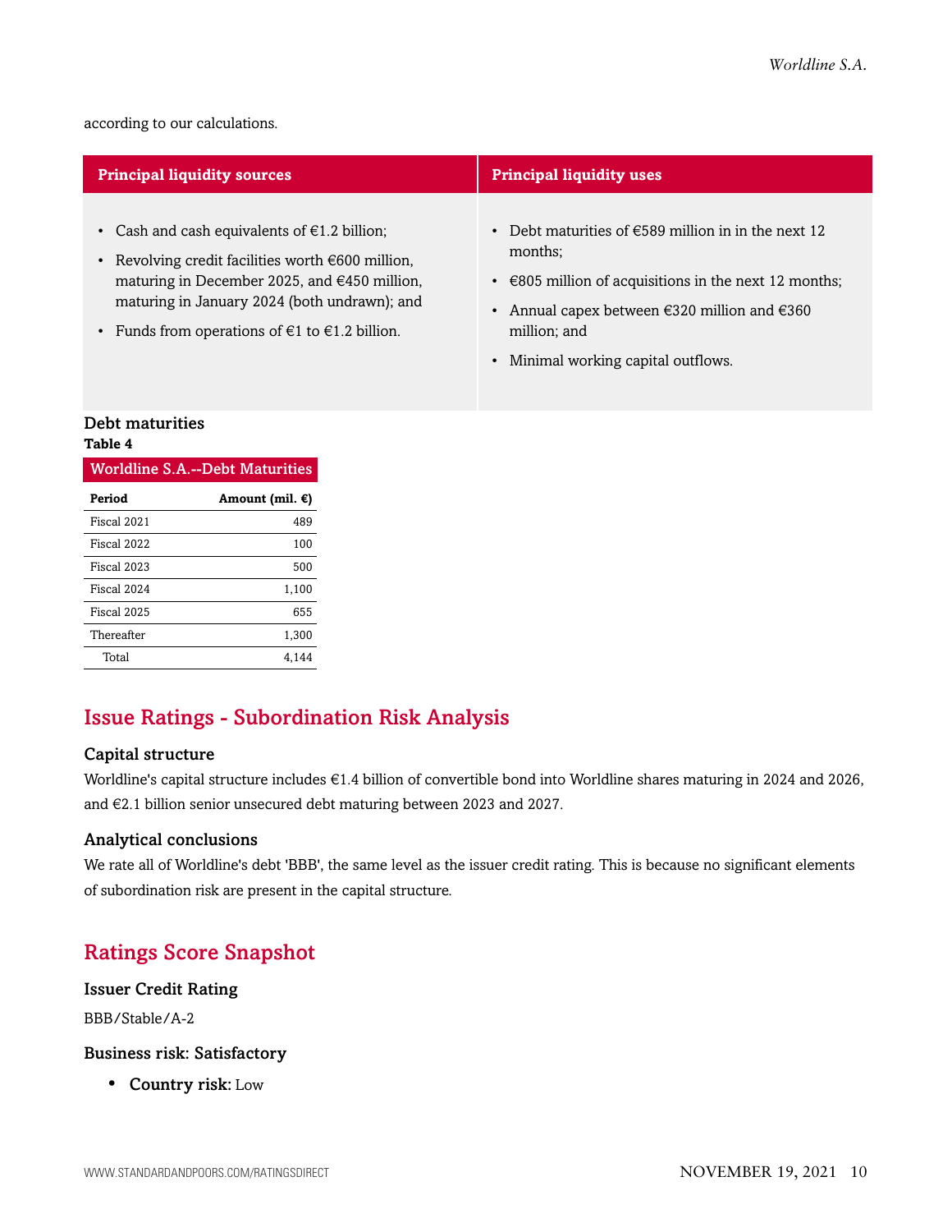according to our calculations.

| Principal liquidity sources | Principal liquidity uses |
|---|---|
| • Cash and cash equivalents of €1.2 billion;<br>• Revolving credit facilities worth €600 million, maturing in December 2025, and €450 million, maturing in January 2024 (both undrawn); and<br>• Funds from operations of €1 to €1.2 billion. | • Debt maturities of €589 million in in the next 12 months;<br>• €805 million of acquisitions in the next 12 months;<br>• Annual capex between €320 million and €360 million; and<br>• Minimal working capital outflows. |

### Debt maturities

**Table 4**

| Worldline S.A.--Debt Maturities | |
|---|---|
| **Period** | **Amount (mil. €)** |
| Fiscal 2021 | 489 |
| Fiscal 2022 | 100 |
| Fiscal 2023 | 500 |
| Fiscal 2024 | 1,100 |
| Fiscal 2025 | 655 |
| Thereafter | 1,300 |
| Total | 4,144 |

## Issue Ratings - Subordination Risk Analysis

### Capital structure

Worldline's capital structure includes €1.4 billion of convertible bond into Worldline shares maturing in 2024 and 2026, and €2.1 billion senior unsecured debt maturing between 2023 and 2027.

### Analytical conclusions

We rate all of Worldline's debt 'BBB', the same level as the issuer credit rating. This is because no significant elements of subordination risk are present in the capital structure.

## Ratings Score Snapshot

### Issuer Credit Rating

BBB/Stable/A-2

### Business risk: Satisfactory

- **Country risk:** Low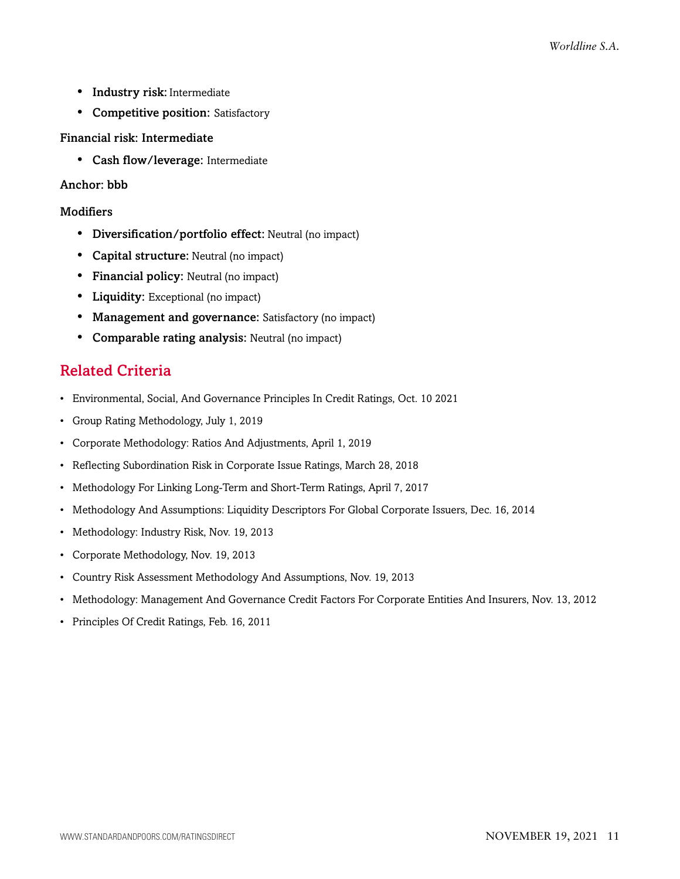- **Industry risk:** Intermediate
- **Competitive position:** Satisfactory

**Financial risk: Intermediate**

- **Cash flow/leverage:** Intermediate

**Anchor: bbb**

**Modifiers**

- **Diversification/portfolio effect:** Neutral (no impact)
- **Capital structure:** Neutral (no impact)
- **Financial policy:** Neutral (no impact)
- **Liquidity:** Exceptional (no impact)
- **Management and governance:** Satisfactory (no impact)
- **Comparable rating analysis:** Neutral (no impact)

## Related Criteria

- Environmental, Social, And Governance Principles In Credit Ratings, Oct. 10 2021
- Group Rating Methodology, July 1, 2019
- Corporate Methodology: Ratios And Adjustments, April 1, 2019
- Reflecting Subordination Risk in Corporate Issue Ratings, March 28, 2018
- Methodology For Linking Long-Term and Short-Term Ratings, April 7, 2017
- Methodology And Assumptions: Liquidity Descriptors For Global Corporate Issuers, Dec. 16, 2014
- Methodology: Industry Risk, Nov. 19, 2013
- Corporate Methodology, Nov. 19, 2013
- Country Risk Assessment Methodology And Assumptions, Nov. 19, 2013
- Methodology: Management And Governance Credit Factors For Corporate Entities And Insurers, Nov. 13, 2012
- Principles Of Credit Ratings, Feb. 16, 2011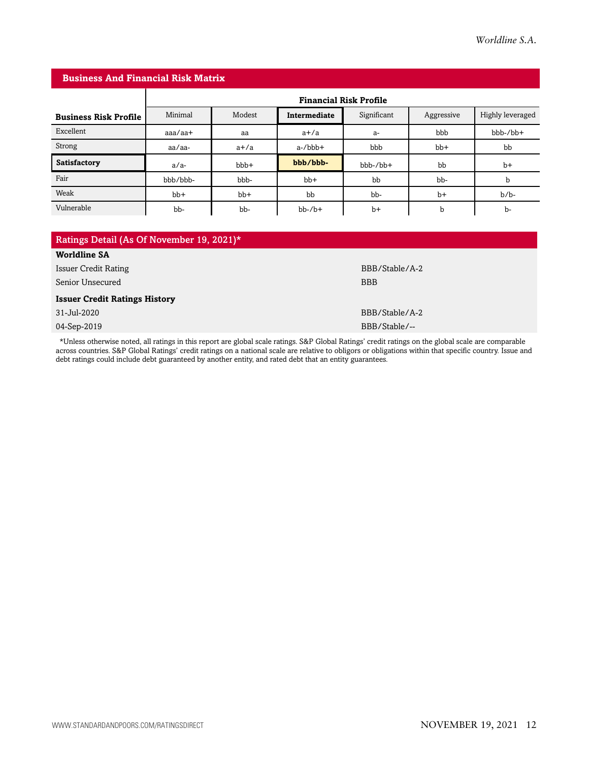## Business And Financial Risk Matrix

| | Financial Risk Profile | | | | | |
|---|---|---|---|---|---|---|
| **Business Risk Profile** | Minimal | Modest | **Intermediate** | Significant | Aggressive | Highly leveraged |
| Excellent | aaa/aa+ | aa | a+/a | a- | bbb | bbb-/bb+ |
| Strong | aa/aa- | a+/a | a-/bbb+ | bbb | bb+ | bb |
| **Satisfactory** | a/a- | bbb+ | **bbb/bbb-** | bbb-/bb+ | bb | b+ |
| Fair | bbb/bbb- | bbb- | bb+ | bb | bb- | b |
| Weak | bb+ | bb+ | bb | bb- | b+ | b/b- |
| Vulnerable | bb- | bb- | bb-/b+ | b+ | b | b- |

## Ratings Detail (As Of November 19, 2021)*

| | |
|---|---|
| **Worldline SA** | |
| Issuer Credit Rating | BBB/Stable/A-2 |
| Senior Unsecured | BBB |
| **Issuer Credit Ratings History** | |
| 31-Jul-2020 | BBB/Stable/A-2 |
| 04-Sep-2019 | BBB/Stable/-- |

*Unless otherwise noted, all ratings in this report are global scale ratings. S&P Global Ratings' credit ratings on the global scale are comparable across countries. S&P Global Ratings' credit ratings on a national scale are relative to obligors or obligations within that specific country. Issue and debt ratings could include debt guaranteed by another entity, and rated debt that an entity guarantees.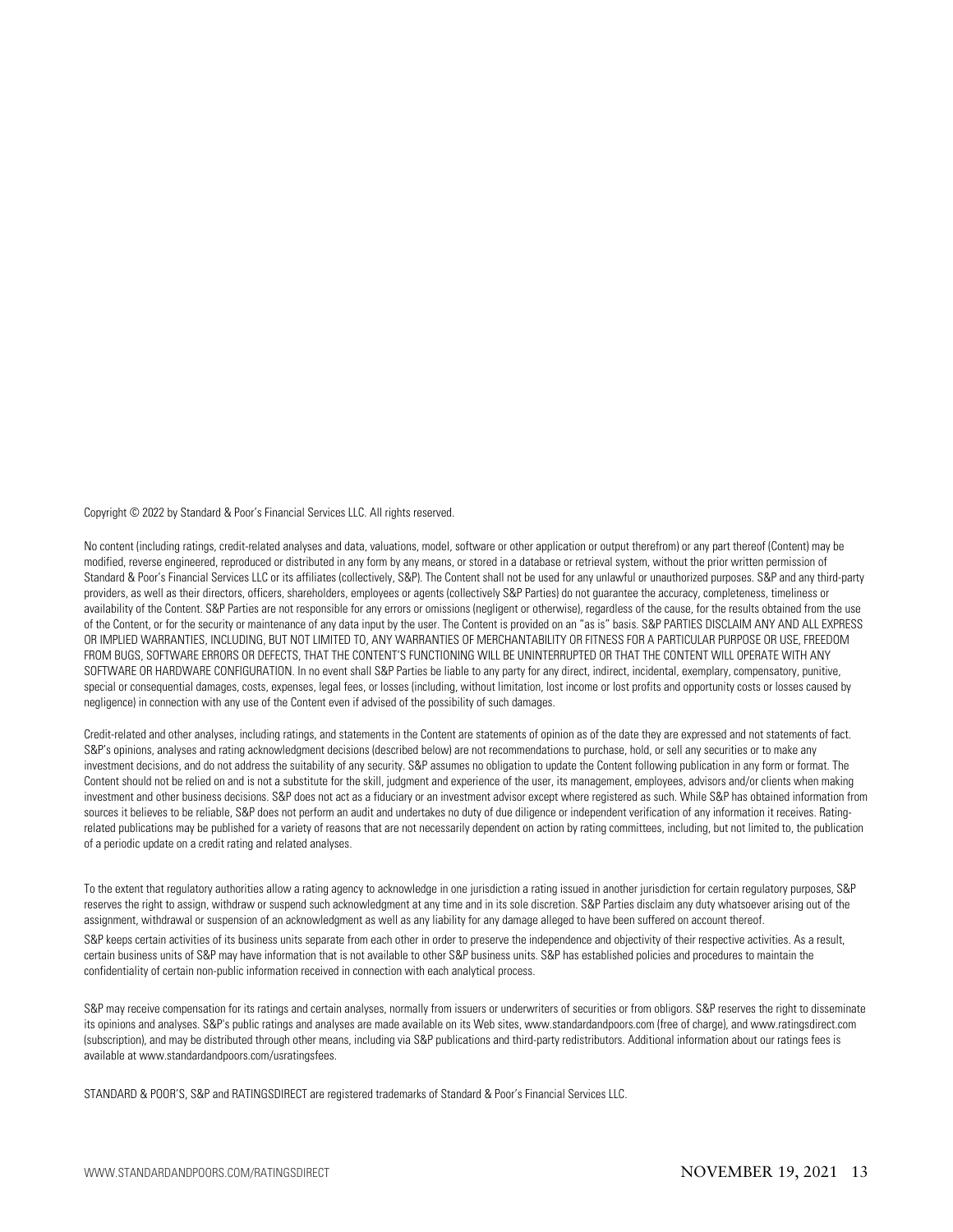Copyright © 2022 by Standard & Poor's Financial Services LLC. All rights reserved.

No content (including ratings, credit-related analyses and data, valuations, model, software or other application or output therefrom) or any part thereof (Content) may be modified, reverse engineered, reproduced or distributed in any form by any means, or stored in a database or retrieval system, without the prior written permission of Standard & Poor's Financial Services LLC or its affiliates (collectively, S&P). The Content shall not be used for any unlawful or unauthorized purposes. S&P and any third-party providers, as well as their directors, officers, shareholders, employees or agents (collectively S&P Parties) do not guarantee the accuracy, completeness, timeliness or availability of the Content. S&P Parties are not responsible for any errors or omissions (negligent or otherwise), regardless of the cause, for the results obtained from the use of the Content, or for the security or maintenance of any data input by the user. The Content is provided on an "as is" basis. S&P PARTIES DISCLAIM ANY AND ALL EXPRESS OR IMPLIED WARRANTIES, INCLUDING, BUT NOT LIMITED TO, ANY WARRANTIES OF MERCHANTABILITY OR FITNESS FOR A PARTICULAR PURPOSE OR USE, FREEDOM FROM BUGS, SOFTWARE ERRORS OR DEFECTS, THAT THE CONTENT'S FUNCTIONING WILL BE UNINTERRUPTED OR THAT THE CONTENT WILL OPERATE WITH ANY SOFTWARE OR HARDWARE CONFIGURATION. In no event shall S&P Parties be liable to any party for any direct, indirect, incidental, exemplary, compensatory, punitive, special or consequential damages, costs, expenses, legal fees, or losses (including, without limitation, lost income or lost profits and opportunity costs or losses caused by negligence) in connection with any use of the Content even if advised of the possibility of such damages.

Credit-related and other analyses, including ratings, and statements in the Content are statements of opinion as of the date they are expressed and not statements of fact. S&P's opinions, analyses and rating acknowledgment decisions (described below) are not recommendations to purchase, hold, or sell any securities or to make any investment decisions, and do not address the suitability of any security. S&P assumes no obligation to update the Content following publication in any form or format. The Content should not be relied on and is not a substitute for the skill, judgment and experience of the user, its management, employees, advisors and/or clients when making investment and other business decisions. S&P does not act as a fiduciary or an investment advisor except where registered as such. While S&P has obtained information from sources it believes to be reliable, S&P does not perform an audit and undertakes no duty of due diligence or independent verification of any information it receives. Rating-related publications may be published for a variety of reasons that are not necessarily dependent on action by rating committees, including, but not limited to, the publication of a periodic update on a credit rating and related analyses.

To the extent that regulatory authorities allow a rating agency to acknowledge in one jurisdiction a rating issued in another jurisdiction for certain regulatory purposes, S&P reserves the right to assign, withdraw or suspend such acknowledgment at any time and in its sole discretion. S&P Parties disclaim any duty whatsoever arising out of the assignment, withdrawal or suspension of an acknowledgment as well as any liability for any damage alleged to have been suffered on account thereof.

S&P keeps certain activities of its business units separate from each other in order to preserve the independence and objectivity of their respective activities. As a result, certain business units of S&P may have information that is not available to other S&P business units. S&P has established policies and procedures to maintain the confidentiality of certain non-public information received in connection with each analytical process.

S&P may receive compensation for its ratings and certain analyses, normally from issuers or underwriters of securities or from obligors. S&P reserves the right to disseminate its opinions and analyses. S&P's public ratings and analyses are made available on its Web sites, www.standardandpoors.com (free of charge), and www.ratingsdirect.com (subscription), and may be distributed through other means, including via S&P publications and third-party redistributors. Additional information about our ratings fees is available at www.standardandpoors.com/usratingsfees.

STANDARD & POOR'S, S&P and RATINGSDIRECT are registered trademarks of Standard & Poor's Financial Services LLC.